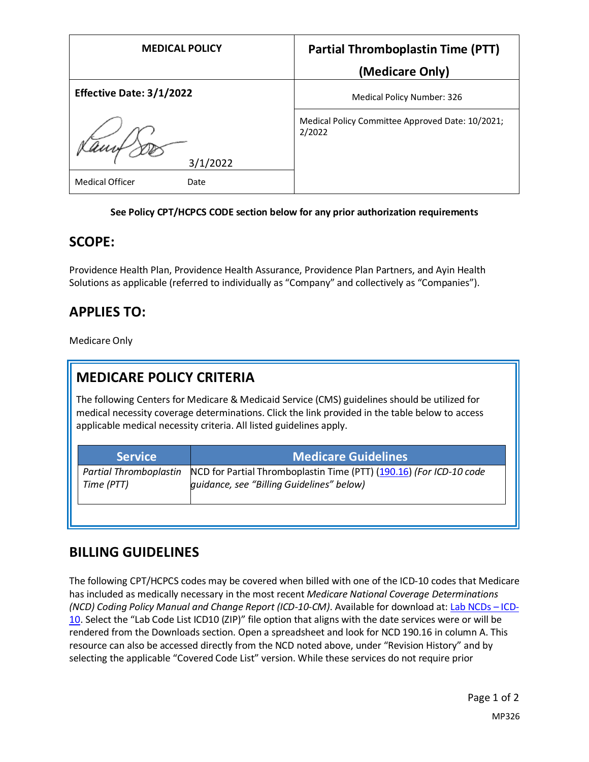| MEDICAL POLICY | Partial Thromboplastin Time (PTT) (Medicare Only) |
|---|---|
| **Effective Date: 3/1/2022** | Medical Policy Number: 326 |
| 3/1/2022 | Medical Policy Committee Approved Date: 10/2021; 2/2022 |
| Medical Officer Date | |

**See Policy CPT/HCPCS CODE section below for any prior authorization requirements**

## SCOPE:

Providence Health Plan, Providence Health Assurance, Providence Plan Partners, and Ayin Health Solutions as applicable (referred to individually as "Company" and collectively as "Companies").

## APPLIES TO:

Medicare Only

## MEDICARE POLICY CRITERIA

The following Centers for Medicare & Medicaid Service (CMS) guidelines should be utilized for medical necessity coverage determinations. Click the link provided in the table below to access applicable medical necessity criteria. All listed guidelines apply.

| Service | Medicare Guidelines |
|---|---|
| *Partial Thromboplastin Time (PTT)* | NCD for Partial Thromboplastin Time (PTT) (190.16) *(For ICD-10 code guidance, see "Billing Guidelines" below)* |

## BILLING GUIDELINES

The following CPT/HCPCS codes may be covered when billed with one of the ICD-10 codes that Medicare has included as medically necessary in the most recent *Medicare National Coverage Determinations (NCD) Coding Policy Manual and Change Report (ICD-10-CM)*. Available for download at: Lab NCDs – ICD-10. Select the "Lab Code List ICD10 (ZIP)" file option that aligns with the date services were or will be rendered from the Downloads section. Open a spreadsheet and look for NCD 190.16 in column A. This resource can also be accessed directly from the NCD noted above, under "Revision History" and by selecting the applicable "Covered Code List" version. While these services do not require prior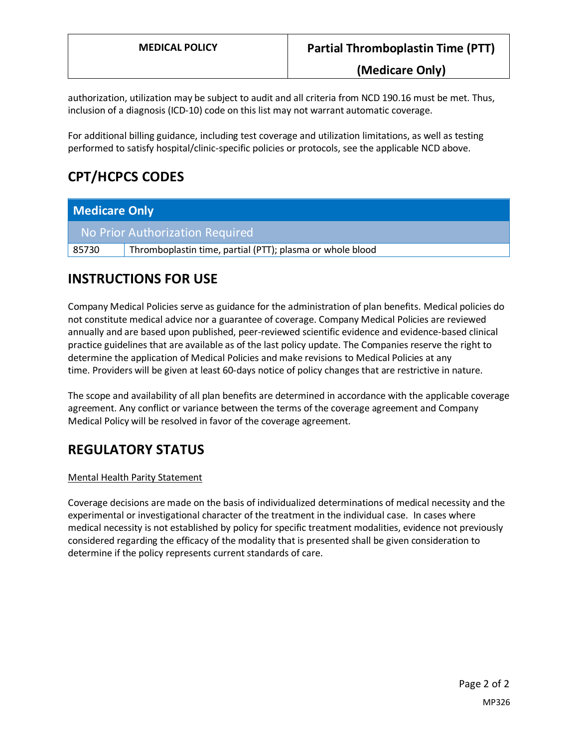authorization, utilization may be subject to audit and all criteria from NCD 190.16 must be met. Thus, inclusion of a diagnosis (ICD-10) code on this list may not warrant automatic coverage.

For additional billing guidance, including test coverage and utilization limitations, as well as testing performed to satisfy hospital/clinic-specific policies or protocols, see the applicable NCD above.

## CPT/HCPCS CODES

| Medicare Only | |
|---|---|
| No Prior Authorization Required | |
| 85730 | Thromboplastin time, partial (PTT); plasma or whole blood |

## INSTRUCTIONS FOR USE

Company Medical Policies serve as guidance for the administration of plan benefits. Medical policies do not constitute medical advice nor a guarantee of coverage. Company Medical Policies are reviewed annually and are based upon published, peer-reviewed scientific evidence and evidence-based clinical practice guidelines that are available as of the last policy update. The Companies reserve the right to determine the application of Medical Policies and make revisions to Medical Policies at any time. Providers will be given at least 60-days notice of policy changes that are restrictive in nature.

The scope and availability of all plan benefits are determined in accordance with the applicable coverage agreement. Any conflict or variance between the terms of the coverage agreement and Company Medical Policy will be resolved in favor of the coverage agreement.

## REGULATORY STATUS

Mental Health Parity Statement

Coverage decisions are made on the basis of individualized determinations of medical necessity and the experimental or investigational character of the treatment in the individual case. In cases where medical necessity is not established by policy for specific treatment modalities, evidence not previously considered regarding the efficacy of the modality that is presented shall be given consideration to determine if the policy represents current standards of care.